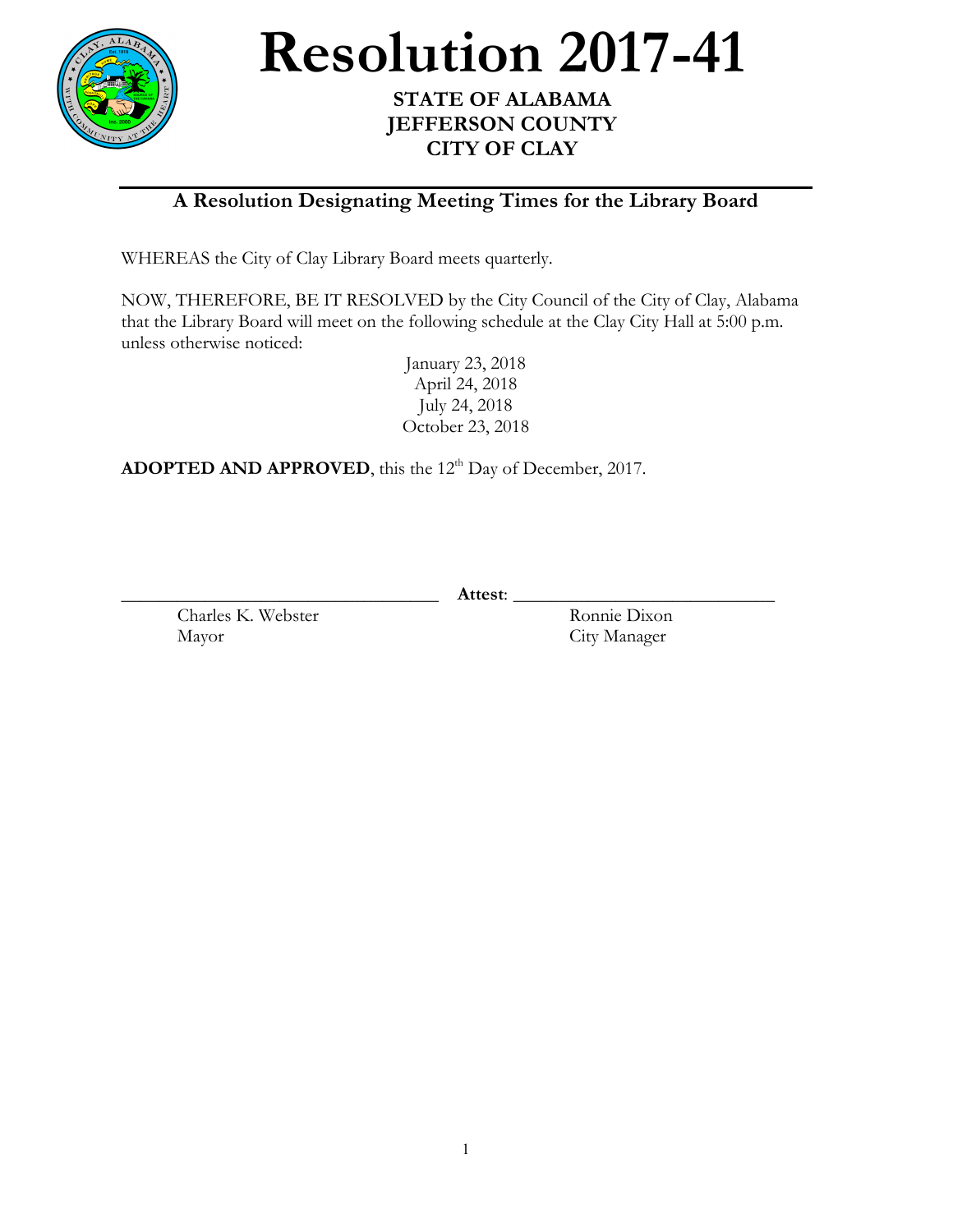# Resolution 2017-41

**STATE OF ALABAMA**
**JEFFERSON COUNTY**
**CITY OF CLAY**

---

## A Resolution Designating Meeting Times for the Library Board

WHEREAS the City of Clay Library Board meets quarterly.

NOW, THEREFORE, BE IT RESOLVED by the City Council of the City of Clay, Alabama that the Library Board will meet on the following schedule at the Clay City Hall at 5:00 p.m. unless otherwise noticed:

January 23, 2018
April 24, 2018
July 24, 2018
October 23, 2018

**ADOPTED AND APPROVED**, this the 12th Day of December, 2017.

\_\_\_\_\_\_\_\_\_\_\_\_\_\_\_\_\_\_\_\_\_\_\_\_\_\_\_\_\_\_\_\_\_\_ **Attest**: \_\_\_\_\_\_\_\_\_\_\_\_\_\_\_\_\_\_\_\_\_\_\_\_\_\_\_\_\_\_

Charles K. Webster
Mayor

Ronnie Dixon
City Manager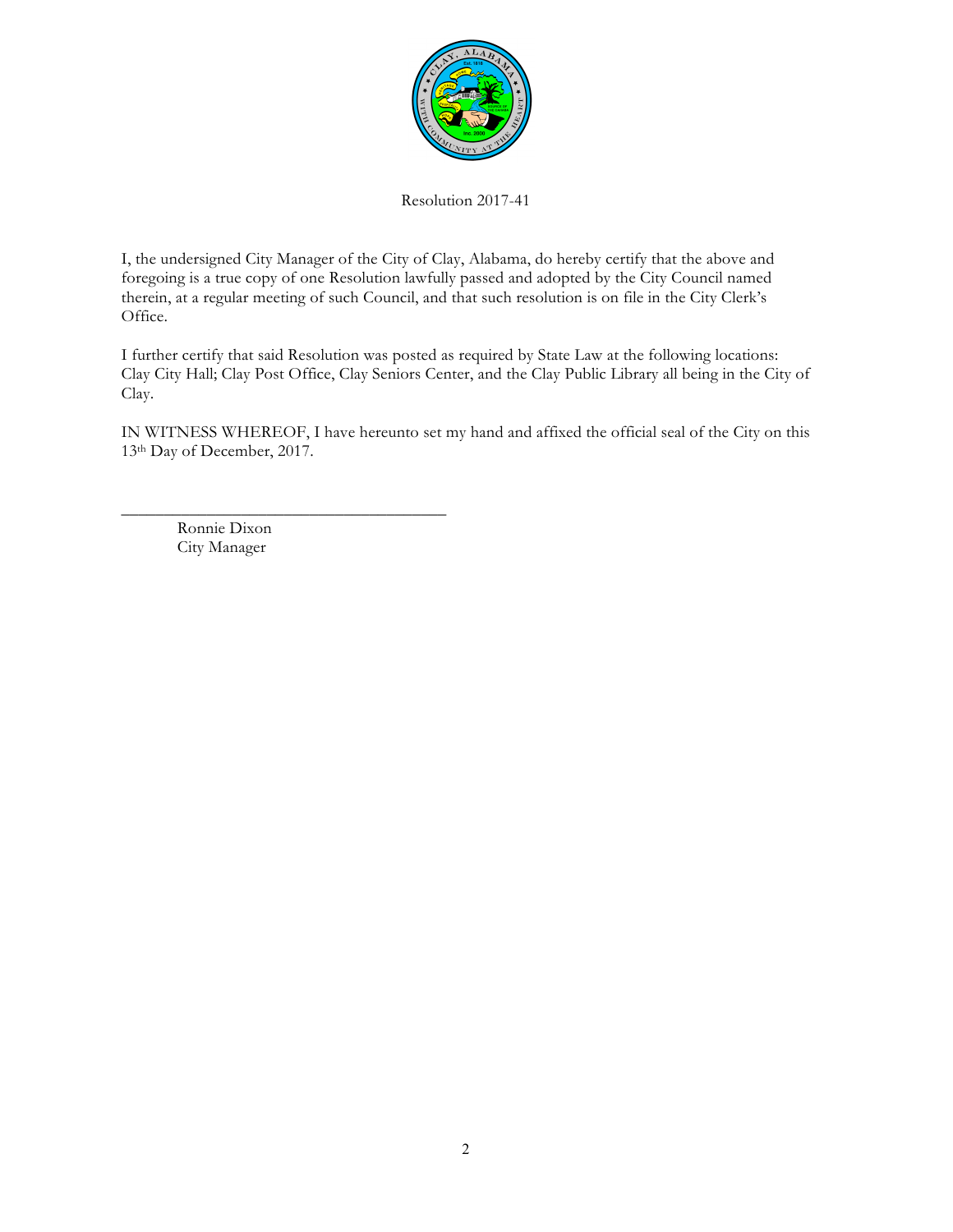Resolution 2017-41

I, the undersigned City Manager of the City of Clay, Alabama, do hereby certify that the above and foregoing is a true copy of one Resolution lawfully passed and adopted by the City Council named therein, at a regular meeting of such Council, and that such resolution is on file in the City Clerk's Office.

I further certify that said Resolution was posted as required by State Law at the following locations: Clay City Hall; Clay Post Office, Clay Seniors Center, and the Clay Public Library all being in the City of Clay.

IN WITNESS WHEREOF, I have hereunto set my hand and affixed the official seal of the City on this 13th Day of December, 2017.

\_\_\_\_\_\_\_\_\_\_\_\_\_\_\_\_\_\_\_\_\_\_\_\_\_\_\_\_\_\_\_\_\_\_\_\_\_\_\_\_

Ronnie Dixon
City Manager